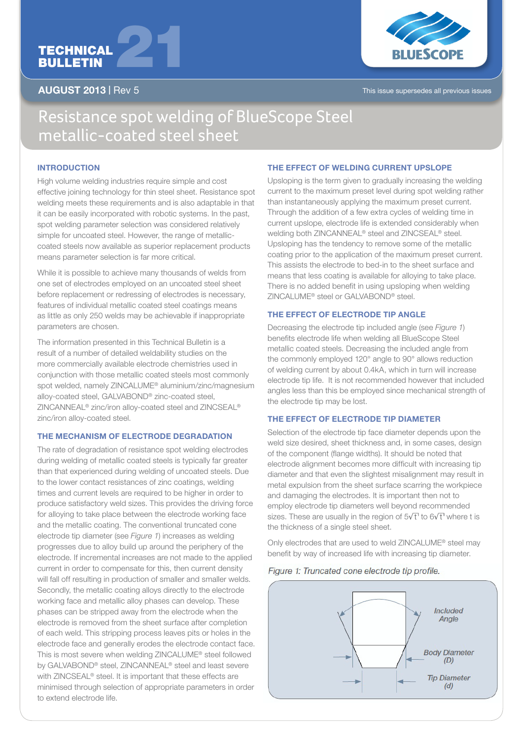TECHNICAL BULLETIN 21

**AUGUST 2013** | Rev 5

This issue supersedes all previous issues

# Resistance spot welding of BlueScope Steel metallic-coated steel sheet

## INTRODUCTION

High volume welding industries require simple and cost effective joining technology for thin steel sheet. Resistance spot welding meets these requirements and is also adaptable in that it can be easily incorporated with robotic systems. In the past, spot welding parameter selection was considered relatively simple for uncoated steel. However, the range of metallic-coated steels now available as superior replacement products means parameter selection is far more critical.

While it is possible to achieve many thousands of welds from one set of electrodes employed on an uncoated steel sheet before replacement or redressing of electrodes is necessary, features of individual metallic coated steel coatings means as little as only 250 welds may be achievable if inappropriate parameters are chosen.

The information presented in this Technical Bulletin is a result of a number of detailed weldability studies on the more commercially available electrode chemistries used in conjunction with those metallic coated steels most commonly spot welded, namely ZINCALUME® aluminium/zinc/magnesium alloy-coated steel, GALVABOND® zinc-coated steel, ZINCANNEAL® zinc/iron alloy-coated steel and ZINCSEAL® zinc/iron alloy-coated steel.

## THE MECHANISM OF ELECTRODE DEGRADATION

The rate of degradation of resistance spot welding electrodes during welding of metallic coated steels is typically far greater than that experienced during welding of uncoated steels. Due to the lower contact resistances of zinc coatings, welding times and current levels are required to be higher in order to produce satisfactory weld sizes. This provides the driving force for alloying to take place between the electrode working face and the metallic coating. The conventional truncated cone electrode tip diameter (see *Figure 1*) increases as welding progresses due to alloy build up around the periphery of the electrode. If incremental increases are not made to the applied current in order to compensate for this, then current density will fall off resulting in production of smaller and smaller welds. Secondly, the metallic coating alloys directly to the electrode working face and metallic alloy phases can develop. These phases can be stripped away from the electrode when the electrode is removed from the sheet surface after completion of each weld. This stripping process leaves pits or holes in the electrode face and generally erodes the electrode contact face. This is most severe when welding ZINCALUME® steel followed by GALVABOND® steel, ZINCANNEAL® steel and least severe with ZINCSEAL® steel. It is important that these effects are minimised through selection of appropriate parameters in order to extend electrode life.

## THE EFFECT OF WELDING CURRENT UPSLOPE

Upsloping is the term given to gradually increasing the welding current to the maximum preset level during spot welding rather than instantaneously applying the maximum preset current. Through the addition of a few extra cycles of welding time in current upslope, electrode life is extended considerably when welding both ZINCANNEAL® steel and ZINCSEAL® steel. Upsloping has the tendency to remove some of the metallic coating prior to the application of the maximum preset current. This assists the electrode to bed-in to the steel surface and means that less coating is available for alloying to take place. There is no added benefit in using upsloping when welding ZINCALUME® steel or GALVABOND® steel.

## THE EFFECT OF ELECTRODE TIP ANGLE

Decreasing the electrode tip included angle (see *Figure 1*) benefits electrode life when welding all BlueScope Steel metallic coated steels. Decreasing the included angle from the commonly employed 120° angle to 90° allows reduction of welding current by about 0.4kA, which in turn will increase electrode tip life. It is not recommended however that included angles less than this be employed since mechanical strength of the electrode tip may be lost.

## THE EFFECT OF ELECTRODE TIP DIAMETER

Selection of the electrode tip face diameter depends upon the weld size desired, sheet thickness and, in some cases, design of the component (flange widths). It should be noted that electrode alignment becomes more difficult with increasing tip diameter and that even the slightest misalignment may result in metal expulsion from the sheet surface scarring the workpiece and damaging the electrodes. It is important then not to employ electrode tip diameters well beyond recommended sizes. These are usually in the region of $5\sqrt{t}$ to $6\sqrt{t}$ where t is the thickness of a single steel sheet.

Only electrodes that are used to weld ZINCALUME® steel may benefit by way of increased life with increasing tip diameter.

*Figure 1: Truncated cone electrode tip profile.*

Included Angle

Body Diameter (D)

Tip Diameter (d)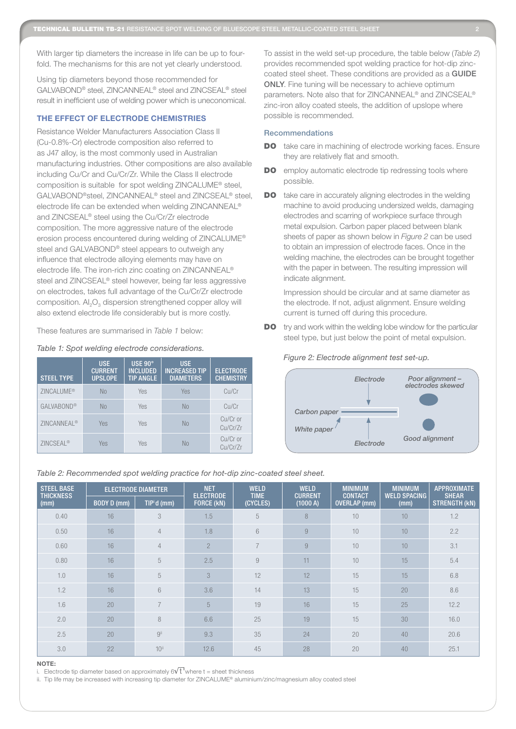With larger tip diameters the increase in life can be up to four-fold. The mechanisms for this are not yet clearly understood.

Using tip diameters beyond those recommended for GALVABOND® steel, ZINCANNEAL® steel and ZINCSEAL® steel result in inefficient use of welding power which is uneconomical.

## THE EFFECT OF ELECTRODE CHEMISTRIES

Resistance Welder Manufacturers Association Class II (Cu-0.8%-Cr) electrode composition also referred to as J47 alloy, is the most commonly used in Australian manufacturing industries. Other compositions are also available including Cu/Cr and Cu/Cr/Zr. While the Class II electrode composition is suitable for spot welding ZINCALUME® steel, GALVABOND® steel, ZINCANNEAL® steel and ZINCSEAL® steel, electrode life can be extended when welding ZINCANNEAL® and ZINCSEAL® steel using the Cu/Cr/Zr electrode composition. The more aggressive nature of the electrode erosion process encountered during welding of ZINCALUME® steel and GALVABOND® steel appears to outweigh any influence that electrode alloying elements may have on electrode life. The iron-rich zinc coating on ZINCANNEAL® steel and ZINCSEAL® steel however, being far less aggressive on electrodes, takes full advantage of the Cu/Cr/Zr electrode composition. $Al_2O_3$ dispersion strengthened copper alloy will also extend electrode life considerably but is more costly.

These features are summarised in *Table 1* below:

*Table 1: Spot welding electrode considerations.*

| STEEL TYPE | USE CURRENT UPSLOPE | USE 90° INCLUDED TIP ANGLE | USE INCREASED TIP DIAMETERS | ELECTRODE CHEMISTRY |
|---|---|---|---|---|
| ZINCALUME® | No | Yes | Yes | Cu/Cr |
| GALVABOND® | No | Yes | No | Cu/Cr |
| ZINCANNEAL® | Yes | Yes | No | Cu/Cr or Cu/Cr/Zr |
| ZINCSEAL® | Yes | Yes | No | Cu/Cr or Cu/Cr/Zr |

To assist in the weld set-up procedure, the table below (*Table 2*) provides recommended spot welding practice for hot-dip zinc-coated steel sheet. These conditions are provided as a **GUIDE ONLY**. Fine tuning will be necessary to achieve optimum parameters. Note also that for ZINCANNEAL® and ZINCSEAL® zinc-iron alloy coated steels, the addition of upslope where possible is recommended.

### Recommendations

- **DO** take care in machining of electrode working faces. Ensure they are relatively flat and smooth.
- **DO** employ automatic electrode tip redressing tools where possible.
- **DO** take care in accurately aligning electrodes in the welding machine to avoid producing undersized welds, damaging electrodes and scarring of workpiece surface through metal expulsion. Carbon paper placed between blank sheets of paper as shown below in *Figure 2* can be used to obtain an impression of electrode faces. Once in the welding machine, the electrodes can be brought together with the paper in between. The resulting impression will indicate alignment.

  Impression should be circular and at same diameter as the electrode. If not, adjust alignment. Ensure welding current is turned off during this procedure.
- **DO** try and work within the welding lobe window for the particular steel type, but just below the point of metal expulsion.

*Figure 2: Electrode alignment test set-up.*

Electrode — Carbon paper — White paper — Electrode — Poor alignment – electrodes skewed — Good alignment

*Table 2: Recommended spot welding practice for hot-dip zinc-coated steel sheet.*

| STEEL BASE THICKNESS (mm) | ELECTRODE DIAMETER | | NET ELECTRODE FORCE (kN) | WELD TIME (CYCLES) | WELD CURRENT (1000 A) | MINIMUM CONTACT OVERLAP (mm) | MINIMUM WELD SPACING (mm) | APPROXIMATE SHEAR STRENGTH (kN) |
|---|---|---|---|---|---|---|---|---|
| | BODY D (mm) | TIP[i] d (mm) | | | | | | |
| 0.40 | 16 | 3 | 1.5 | 5 | 8 | 10 | 10 | 1.2 |
| 0.50 | 16 | 4 | 1.8 | 6 | 9 | 10 | 10 | 2.2 |
| 0.60 | 16 | 4 | 2 | 7 | 9 | 10 | 10 | 3.1 |
| 0.80 | 16 | 5 | 2.5 | 9 | 11 | 10 | 15 | 5.4 |
| 1.0 | 16 | 5 | 3 | 12 | 12 | 15 | 15 | 6.8 |
| 1.2 | 16 | 6 | 3.6 | 14 | 13 | 15 | 20 | 8.6 |
| 1.6 | 20 | 7 | 5 | 19 | 16 | 15 | 25 | 12.2 |
| 2.0 | 20 | 8 | 6.6 | 25 | 19 | 15 | 30 | 16.0 |
| 2.5 | 20 | 9[ii] | 9.3 | 35 | 24 | 20 | 40 | 20.6 |
| 3.0 | 22 | 10[ii] | 12.6 | 45 | 28 | 20 | 40 | 25.1 |

**NOTE:**

i. Electrode tip diameter based on approximately $6\sqrt{t}$ where t = sheet thickness

ii. Tip life may be increased with increasing tip diameter for ZINCALUME® aluminium/zinc/magnesium alloy coated steel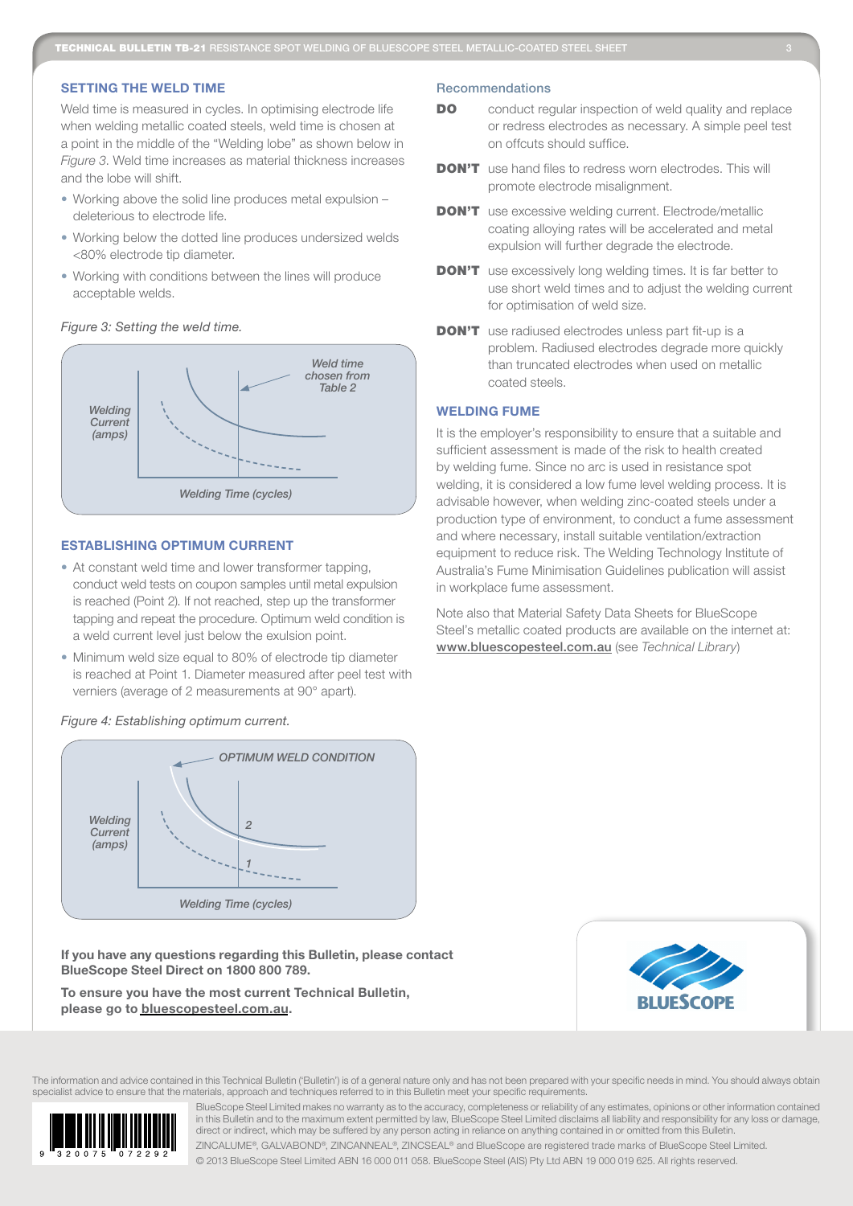## SETTING THE WELD TIME

Weld time is measured in cycles. In optimising electrode life when welding metallic coated steels, weld time is chosen at a point in the middle of the "Welding lobe" as shown below in *Figure 3.* Weld time increases as material thickness increases and the lobe will shift.

- Working above the solid line produces metal expulsion – deleterious to electrode life.
- Working below the dotted line produces undersized welds <80% electrode tip diameter.
- Working with conditions between the lines will produce acceptable welds.

*Figure 3: Setting the weld time.*

Weld time chosen from Table 2

Welding Current (amps)

Welding Time (cycles)

## ESTABLISHING OPTIMUM CURRENT

- At constant weld time and lower transformer tapping, conduct weld tests on coupon samples until metal expulsion is reached (Point 2). If not reached, step up the transformer tapping and repeat the procedure. Optimum weld condition is a weld current level just below the exulsion point.
- Minimum weld size equal to 80% of electrode tip diameter is reached at Point 1. Diameter measured after peel test with verniers (average of 2 measurements at 90° apart).

*Figure 4: Establishing optimum current.*

OPTIMUM WELD CONDITION

Welding Current (amps)

2

1

Welding Time (cycles)

**If you have any questions regarding this Bulletin, please contact BlueScope Steel Direct on 1800 800 789.**

**To ensure you have the most current Technical Bulletin, please go to bluescopesteel.com.au.**

### Recommendations

**DO** conduct regular inspection of weld quality and replace or redress electrodes as necessary. A simple peel test on offcuts should suffice.

**DON'T** use hand files to redress worn electrodes. This will promote electrode misalignment.

**DON'T** use excessive welding current. Electrode/metallic coating alloying rates will be accelerated and metal expulsion will further degrade the electrode.

**DON'T** use excessively long welding times. It is far better to use short weld times and to adjust the welding current for optimisation of weld size.

**DON'T** use radiused electrodes unless part fit-up is a problem. Radiused electrodes degrade more quickly than truncated electrodes when used on metallic coated steels.

## WELDING FUME

It is the employer's responsibility to ensure that a suitable and sufficient assessment is made of the risk to health created by welding fume. Since no arc is used in resistance spot welding, it is considered a low fume level welding process. It is advisable however, when welding zinc-coated steels under a production type of environment, to conduct a fume assessment and where necessary, install suitable ventilation/extraction equipment to reduce risk. The Welding Technology Institute of Australia's Fume Minimisation Guidelines publication will assist in workplace fume assessment.

Note also that Material Safety Data Sheets for BlueScope Steel's metallic coated products are available on the internet at: www.bluescopesteel.com.au (see *Technical Library*)

BLUESCOPE

The information and advice contained in this Technical Bulletin ('Bulletin') is of a general nature only and has not been prepared with your specific needs in mind. You should always obtain specialist advice to ensure that the materials, approach and techniques referred to in this Bulletin meet your specific requirements.

BlueScope Steel Limited makes no warranty as to the accuracy, completeness or reliability of any estimates, opinions or other information contained in this Bulletin and to the maximum extent permitted by law, BlueScope Steel Limited disclaims all liability and responsibility for any loss or damage, direct or indirect, which may be suffered by any person acting in reliance on anything contained in or omitted from this Bulletin.

ZINCALUME®, GALVABOND®, ZINCANNEAL®, ZINCSEAL® and BlueScope are registered trade marks of BlueScope Steel Limited.

© 2013 BlueScope Steel Limited ABN 16 000 011 058. BlueScope Steel (AIS) Pty Ltd ABN 19 000 019 625. All rights reserved.

9 320075 072292